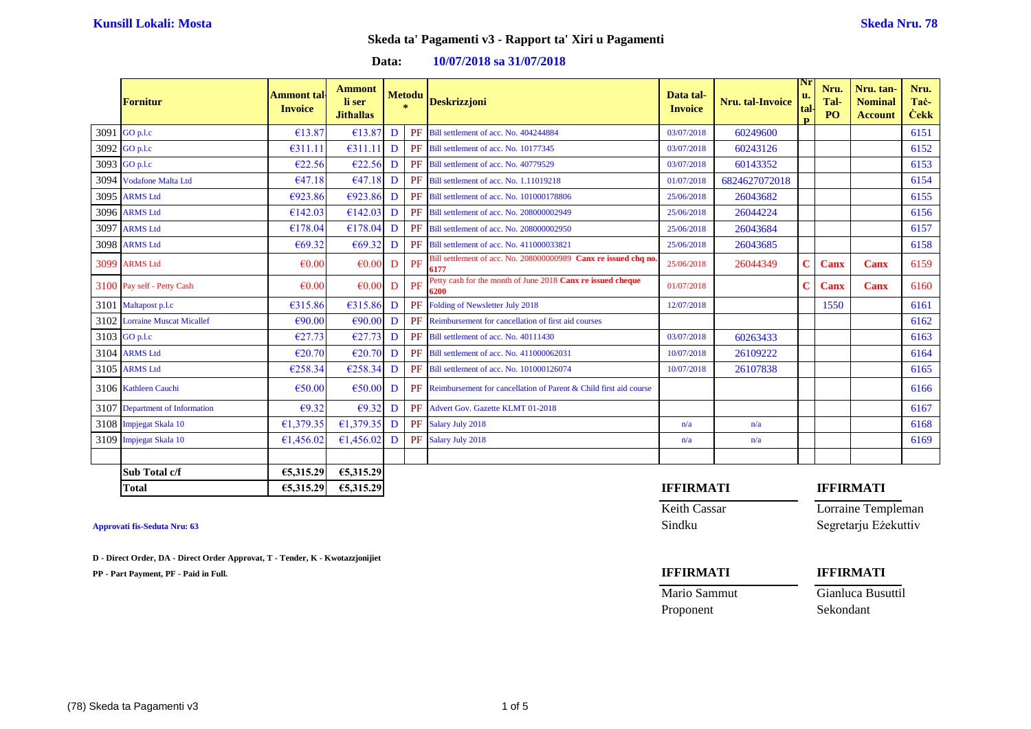**Kunsill Lokali: Mosta** **Skeda Nru. 78**

# Skeda ta' Pagamenti v3 - Rapport ta' Xiri u Pagamenti

**Data: 10/07/2018 sa 31/07/2018**

| | Fornitur | Ammont tal-Invoice | Ammont li ser Jitħallas | Metodu * | | Deskrizzjoni | Data tal-Invoice | Nru. tal-Invoice | Nru. tal-P | Nru. Tal-PO | Nru. tan-Nominal Account | Nru. Taċ-Ċekk |
|---|---|---|---|---|---|---|---|---|---|---|---|---|
| 3091 | GO p.l.c | €13.87 | €13.87 | D | PF | Bill settlement of acc. No. 404244884 | 03/07/2018 | 60249600 | | | | 6151 |
| 3092 | GO p.l.c | €311.11 | €311.11 | D | PF | Bill settlement of acc. No. 10177345 | 03/07/2018 | 60243126 | | | | 6152 |
| 3093 | GO p.l.c | €22.56 | €22.56 | D | PF | Bill settlement of acc. No. 40779529 | 03/07/2018 | 60143352 | | | | 6153 |
| 3094 | Vodafone Malta Ltd | €47.18 | €47.18 | D | PF | Bill settlement of acc. No. 1.11019218 | 01/07/2018 | 6824627072018 | | | | 6154 |
| 3095 | ARMS Ltd | €923.86 | €923.86 | D | PF | Bill settlement of acc. No. 101000178806 | 25/06/2018 | 26043682 | | | | 6155 |
| 3096 | ARMS Ltd | €142.03 | €142.03 | D | PF | Bill settlement of acc. No. 208000002949 | 25/06/2018 | 26044224 | | | | 6156 |
| 3097 | ARMS Ltd | €178.04 | €178.04 | D | PF | Bill settlement of acc. No. 208000002950 | 25/06/2018 | 26043684 | | | | 6157 |
| 3098 | ARMS Ltd | €69.32 | €69.32 | D | PF | Bill settlement of acc. No. 411000033821 | 25/06/2018 | 26043685 | | | | 6158 |
| 3099 | ARMS Ltd | €0.00 | €0.00 | D | PF | Bill settlement of acc. No. 208000000989 **Canx re issued chq no. 6177** | 25/06/2018 | 26044349 | **C** | **Canx** | **Canx** | 6159 |
| 3100 | Pay self - Petty Cash | €0.00 | €0.00 | D | PF | Petty cash for the month of June 2018 **Canx re issued cheque 6200** | 01/07/2018 | | **C** | **Canx** | **Canx** | 6160 |
| 3101 | Maltapost p.l.c | €315.86 | €315.86 | D | PF | Folding of Newsletter July 2018 | 12/07/2018 | | | 1550 | | 6161 |
| 3102 | Lorraine Muscat Micallef | €90.00 | €90.00 | D | PF | Reimbursement for cancellation of first aid courses | | | | | | 6162 |
| 3103 | GO p.l.c | €27.73 | €27.73 | D | PF | Bill settlement of acc. No. 40111430 | 03/07/2018 | 60263433 | | | | 6163 |
| 3104 | ARMS Ltd | €20.70 | €20.70 | D | PF | Bill settlement of acc. No. 411000062031 | 10/07/2018 | 26109222 | | | | 6164 |
| 3105 | ARMS Ltd | €258.34 | €258.34 | D | PF | Bill settlement of acc. No. 101000126074 | 10/07/2018 | 26107838 | | | | 6165 |
| 3106 | Kathleen Cauchi | €50.00 | €50.00 | D | PF | Reimbursement for cancellation of Parent & Child first aid course | | | | | | 6166 |
| 3107 | Department of Information | €9.32 | €9.32 | D | PF | Advert Gov. Gazette KLMT 01-2018 | | | | | | 6167 |
| 3108 | Impjegat Skala 10 | €1,379.35 | €1,379.35 | D | PF | Salary July 2018 | n/a | n/a | | | | 6168 |
| 3109 | Impjegat Skala 10 | €1,456.02 | €1,456.02 | D | PF | Salary July 2018 | n/a | n/a | | | | 6169 |
| | | | | | | | | | | | | |
| | **Sub Total c/f** | **€5,315.29** | **€5,315.29** | | | | | | | | | |
| | **Total** | **€5,315.29** | **€5,315.29** | | | | | | | | | |

**Approvati fis-Seduta Nru: 63**

**D - Direct Order, DA - Direct Order Approvat, T - Tender, K - Kwotazzjonijiet**

**PP - Part Payment, PF - Paid in Full.**

| **IFFIRMATI** | **IFFIRMATI** |
|---|---|
| Keith Cassar | Lorraine Templeman |
| Sindku | Segretarju Eżekuttiv |

| **IFFIRMATI** | **IFFIRMATI** |
|---|---|
| Mario Sammut | Gianluca Busuttil |
| Proponent | Sekondant |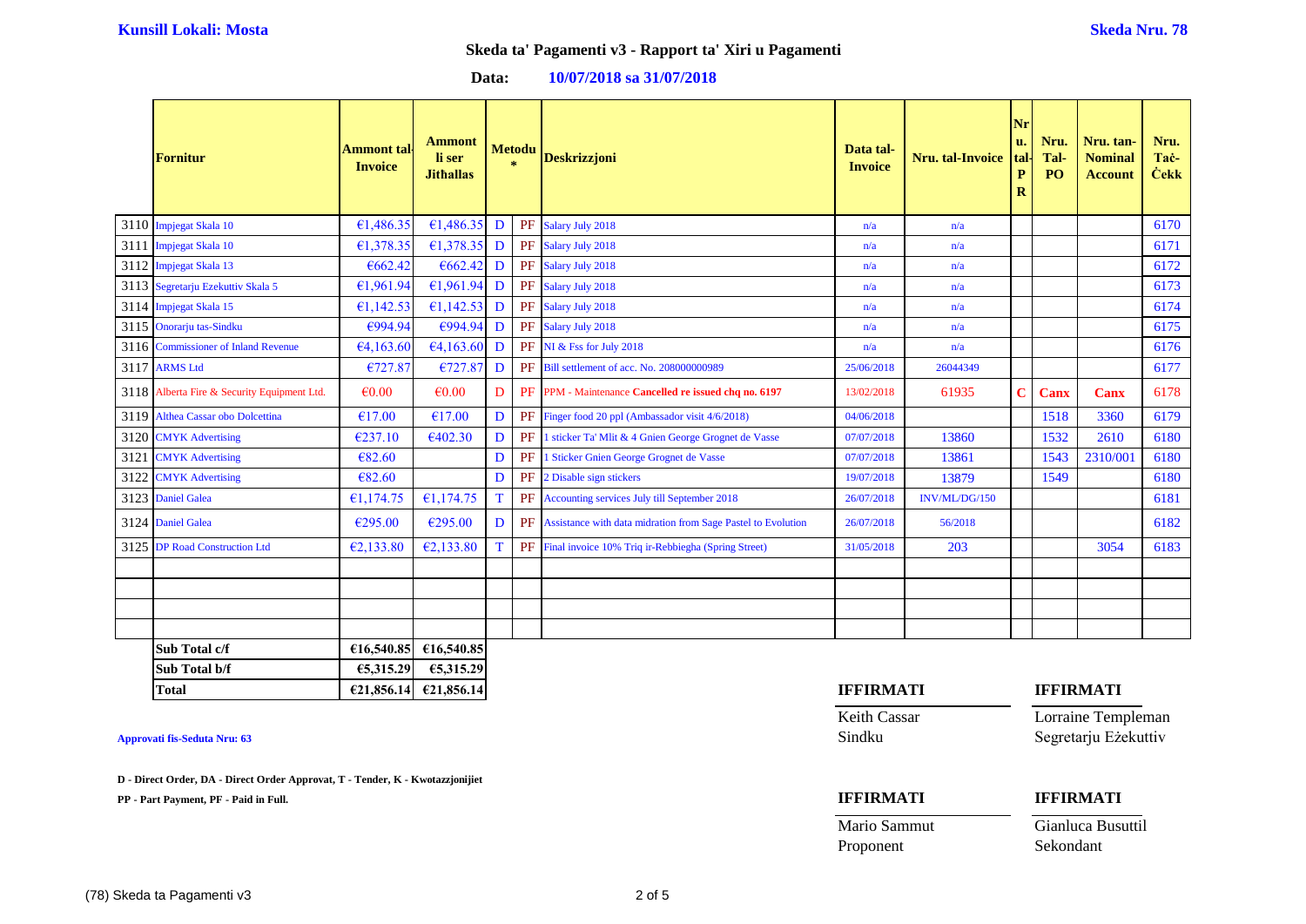**Kunsill Lokali: Mosta**

**Skeda Nru. 78**

## Skeda ta' Pagamenti v3 - Rapport ta' Xiri u Pagamenti

**Data:** **10/07/2018 sa 31/07/2018**

| | Fornitur | Ammont tal-Invoice | Ammont li ser Jitħallas | Metodu * | | Deskrizzjoni | Data tal-Invoice | Nru. tal-Invoice | Nru. tal-PR | Nru. Tal-PO | Nru. tan-Nominal Account | Nru. Taċ-Ċekk |
|---|---|---|---|---|---|---|---|---|---|---|---|---|
| 3110 | Impjegat Skala 10 | €1,486.35 | €1,486.35 | D | PF | Salary July 2018 | n/a | n/a | | | | 6170 |
| 3111 | Impjegat Skala 10 | €1,378.35 | €1,378.35 | D | PF | Salary July 2018 | n/a | n/a | | | | 6171 |
| 3112 | Impjegat Skala 13 | €662.42 | €662.42 | D | PF | Salary July 2018 | n/a | n/a | | | | 6172 |
| 3113 | Segretarju Ezekuttiv Skala 5 | €1,961.94 | €1,961.94 | D | PF | Salary July 2018 | n/a | n/a | | | | 6173 |
| 3114 | Impjegat Skala 15 | €1,142.53 | €1,142.53 | D | PF | Salary July 2018 | n/a | n/a | | | | 6174 |
| 3115 | Onorarju tas-Sindku | €994.94 | €994.94 | D | PF | Salary July 2018 | n/a | n/a | | | | 6175 |
| 3116 | Commissioner of Inland Revenue | €4,163.60 | €4,163.60 | D | PF | NI & Fss for July 2018 | n/a | n/a | | | | 6176 |
| 3117 | ARMS Ltd | €727.87 | €727.87 | D | PF | Bill settlement of acc. No. 208000000989 | 25/06/2018 | 26044349 | | | | 6177 |
| 3118 | Alberta Fire & Security Equipment Ltd. | €0.00 | €0.00 | D | PF | PPM - Maintenance **Cancelled re issued chq no. 6197** | 13/02/2018 | 61935 | **C** | **Canx** | **Canx** | 6178 |
| 3119 | Althea Cassar obo Dolcettina | €17.00 | €17.00 | D | PF | Finger food 20 ppl (Ambassador visit 4/6/2018) | 04/06/2018 | | | 1518 | 3360 | 6179 |
| 3120 | CMYK Advertising | €237.10 | €402.30 | D | PF | 1 sticker Ta' Mlit & 4 Gnien George Grognet de Vasse | 07/07/2018 | 13860 | | 1532 | 2610 | 6180 |
| 3121 | CMYK Advertising | €82.60 | | D | PF | 1 Sticker Gnien George Grognet de Vasse | 07/07/2018 | 13861 | | 1543 | 2310/001 | 6180 |
| 3122 | CMYK Advertising | €82.60 | | D | PF | 2 Disable sign stickers | 19/07/2018 | 13879 | | 1549 | | 6180 |
| 3123 | Daniel Galea | €1,174.75 | €1,174.75 | T | PF | Accounting services July till September 2018 | 26/07/2018 | INV/ML/DG/150 | | | | 6181 |
| 3124 | Daniel Galea | €295.00 | €295.00 | D | PF | Assistance with data midration from Sage Pastel to Evolution | 26/07/2018 | 56/2018 | | | | 6182 |
| 3125 | DP Road Construction Ltd | €2,133.80 | €2,133.80 | T | PF | Final invoice 10% Triq ir-Rebbiegha (Spring Street) | 31/05/2018 | 203 | | | 3054 | 6183 |
| | | | | | | | | | | | | |
| | | | | | | | | | | | | |
| | | | | | | | | | | | | |
| | | | | | | | | | | | | |
| | **Sub Total c/f** | **€16,540.85** | **€16,540.85** | | | | | | | | | |
| | **Sub Total b/f** | **€5,315.29** | **€5,315.29** | | | | | | | | | |
| | **Total** | **€21,856.14** | **€21,856.14** | | | | | | | | | |

**Approvati fis-Seduta Nru: 63**

**D - Direct Order, DA - Direct Order Approvat, T - Tender, K - Kwotazzjonijiet**

**PP - Part Payment, PF - Paid in Full.**

**IFFIRMATI**

Keith Cassar
Sindku

**IFFIRMATI**

Lorraine Templeman
Segretarju Eżekuttiv

**IFFIRMATI**

Mario Sammut
Proponent

**IFFIRMATI**

Gianluca Busuttil
Sekondant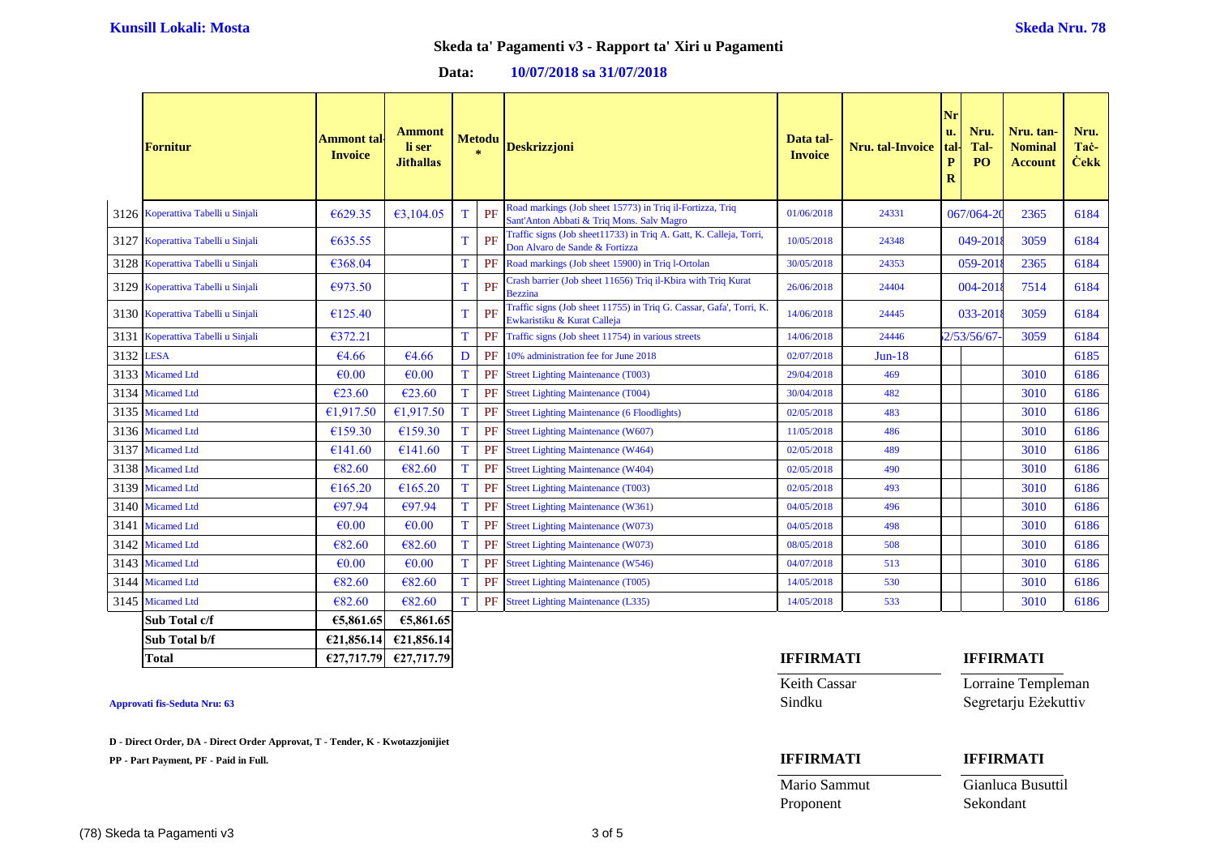**Kunsill Lokali: Mosta** **Skeda Nru. 78**

## Skeda ta' Pagamenti v3 - Rapport ta' Xiri u Pagamenti

**Data: 10/07/2018 sa 31/07/2018**

| | Fornitur | Ammont tal-Invoice | Ammont li ser Jitħallas | Metodu * | | Deskrizzjoni | Data tal-Invoice | Nru. tal-Invoice | Nru. tal-PR | Nru. Tal-PO | Nru. tan-Nominal Account | Nru. Taċ-Ċekk |
|---|---|---|---|---|---|---|---|---|---|---|---|---|
| 3126 | Koperattiva Tabelli u Sinjali | €629.35 | €3,104.05 | T | PF | Road markings (Job sheet 15773) in Triq il-Fortizza, Triq Sant'Anton Abbati & Triq Mons. Salv Magro | 01/06/2018 | 24331 | | 067/064-20 | 2365 | 6184 |
| 3127 | Koperattiva Tabelli u Sinjali | €635.55 | | T | PF | Traffic signs (Job sheet11733) in Triq A. Gatt, K. Calleja, Torri, Don Alvaro de Sande & Fortizza | 10/05/2018 | 24348 | | 049-2018 | 3059 | 6184 |
| 3128 | Koperattiva Tabelli u Sinjali | €368.04 | | T | PF | Road markings (Job sheet 15900) in Triq l-Ortolan | 30/05/2018 | 24353 | | 059-2018 | 2365 | 6184 |
| 3129 | Koperattiva Tabelli u Sinjali | €973.50 | | T | PF | Crash barrier (Job sheet 11656) Triq il-Kbira with Triq Kurat Bezzina | 26/06/2018 | 24404 | | 004-2018 | 7514 | 6184 |
| 3130 | Koperattiva Tabelli u Sinjali | €125.40 | | T | PF | Traffic signs (Job sheet 11755) in Triq G. Cassar, Gafa', Torri, K. Ewkaristiku & Kurat Calleja | 14/06/2018 | 24445 | | 033-2018 | 3059 | 6184 |
| 3131 | Koperattiva Tabelli u Sinjali | €372.21 | | T | PF | Traffic signs (Job sheet 11754) in various streets | 14/06/2018 | 24446 | | 2/53/56/67- | 3059 | 6184 |
| 3132 | LESA | €4.66 | €4.66 | D | PF | 10% administration fee for June 2018 | 02/07/2018 | Jun-18 | | | | 6185 |
| 3133 | Micamed Ltd | €0.00 | €0.00 | T | PF | Street Lighting Maintenance (T003) | 29/04/2018 | 469 | | | 3010 | 6186 |
| 3134 | Micamed Ltd | €23.60 | €23.60 | T | PF | Street Lighting Maintenance (T004) | 30/04/2018 | 482 | | | 3010 | 6186 |
| 3135 | Micamed Ltd | €1,917.50 | €1,917.50 | T | PF | Street Lighting Maintenance (6 Floodlights) | 02/05/2018 | 483 | | | 3010 | 6186 |
| 3136 | Micamed Ltd | €159.30 | €159.30 | T | PF | Street Lighting Maintenance (W607) | 11/05/2018 | 486 | | | 3010 | 6186 |
| 3137 | Micamed Ltd | €141.60 | €141.60 | T | PF | Street Lighting Maintenance (W464) | 02/05/2018 | 489 | | | 3010 | 6186 |
| 3138 | Micamed Ltd | €82.60 | €82.60 | T | PF | Street Lighting Maintenance (W404) | 02/05/2018 | 490 | | | 3010 | 6186 |
| 3139 | Micamed Ltd | €165.20 | €165.20 | T | PF | Street Lighting Maintenance (T003) | 02/05/2018 | 493 | | | 3010 | 6186 |
| 3140 | Micamed Ltd | €97.94 | €97.94 | T | PF | Street Lighting Maintenance (W361) | 04/05/2018 | 496 | | | 3010 | 6186 |
| 3141 | Micamed Ltd | €0.00 | €0.00 | T | PF | Street Lighting Maintenance (W073) | 04/05/2018 | 498 | | | 3010 | 6186 |
| 3142 | Micamed Ltd | €82.60 | €82.60 | T | PF | Street Lighting Maintenance (W073) | 08/05/2018 | 508 | | | 3010 | 6186 |
| 3143 | Micamed Ltd | €0.00 | €0.00 | T | PF | Street Lighting Maintenance (W546) | 04/07/2018 | 513 | | | 3010 | 6186 |
| 3144 | Micamed Ltd | €82.60 | €82.60 | T | PF | Street Lighting Maintenance (T005) | 14/05/2018 | 530 | | | 3010 | 6186 |
| 3145 | Micamed Ltd | €82.60 | €82.60 | T | PF | Street Lighting Maintenance (L335) | 14/05/2018 | 533 | | | 3010 | 6186 |
| | **Sub Total c/f** | **€5,861.65** | **€5,861.65** | | | | | | | | | |
| | **Sub Total b/f** | **€21,856.14** | **€21,856.14** | | | | | | | | | |
| | **Total** | **€27,717.79** | **€27,717.79** | | | | | | | | | |

**Approvati fis-Seduta Nru: 63**

**D - Direct Order, DA - Direct Order Approvat, T - Tender, K - Kwotazzjonijiet**

**PP - Part Payment, PF - Paid in Full.**

| **IFFIRMATI** | **IFFIRMATI** |
|---|---|
| Keith Cassar | Lorraine Templeman |
| Sindku | Segretarju Eżekuttiv |

| **IFFIRMATI** | **IFFIRMATI** |
|---|---|
| Mario Sammut | Gianluca Busuttil |
| Proponent | Sekondant |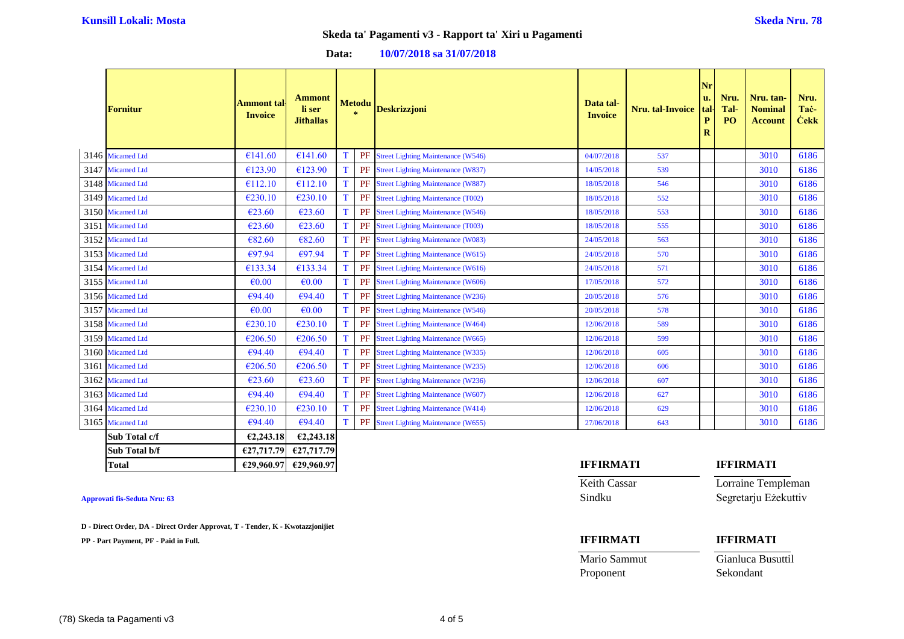**Kunsill Lokali: Mosta** — **Skeda Nru. 78**

## Skeda ta' Pagamenti v3 - Rapport ta' Xiri u Pagamenti

**Data:** 10/07/2018 sa 31/07/2018

| | Fornitur | Ammont tal-Invoice | Ammont li ser Jitħallas | Metodu * | | Deskrizzjoni | Data tal-Invoice | Nru. tal-Invoice | Nru. tal-PR | Nru. Tal-PO | Nru. tan-Nominal Account | Nru. Taċ-Ċekk |
|---|---|---|---|---|---|---|---|---|---|---|---|---|
| 3146 | Micamed Ltd | €141.60 | €141.60 | T | PF | Street Lighting Maintenance (W546) | 04/07/2018 | 537 | | | 3010 | 6186 |
| 3147 | Micamed Ltd | €123.90 | €123.90 | T | PF | Street Lighting Maintenance (W837) | 14/05/2018 | 539 | | | 3010 | 6186 |
| 3148 | Micamed Ltd | €112.10 | €112.10 | T | PF | Street Lighting Maintenance (W887) | 18/05/2018 | 546 | | | 3010 | 6186 |
| 3149 | Micamed Ltd | €230.10 | €230.10 | T | PF | Street Lighting Maintenance (T002) | 18/05/2018 | 552 | | | 3010 | 6186 |
| 3150 | Micamed Ltd | €23.60 | €23.60 | T | PF | Street Lighting Maintenance (W546) | 18/05/2018 | 553 | | | 3010 | 6186 |
| 3151 | Micamed Ltd | €23.60 | €23.60 | T | PF | Street Lighting Maintenance (T003) | 18/05/2018 | 555 | | | 3010 | 6186 |
| 3152 | Micamed Ltd | €82.60 | €82.60 | T | PF | Street Lighting Maintenance (W083) | 24/05/2018 | 563 | | | 3010 | 6186 |
| 3153 | Micamed Ltd | €97.94 | €97.94 | T | PF | Street Lighting Maintenance (W615) | 24/05/2018 | 570 | | | 3010 | 6186 |
| 3154 | Micamed Ltd | €133.34 | €133.34 | T | PF | Street Lighting Maintenance (W616) | 24/05/2018 | 571 | | | 3010 | 6186 |
| 3155 | Micamed Ltd | €0.00 | €0.00 | T | PF | Street Lighting Maintenance (W606) | 17/05/2018 | 572 | | | 3010 | 6186 |
| 3156 | Micamed Ltd | €94.40 | €94.40 | T | PF | Street Lighting Maintenance (W236) | 20/05/2018 | 576 | | | 3010 | 6186 |
| 3157 | Micamed Ltd | €0.00 | €0.00 | T | PF | Street Lighting Maintenance (W546) | 20/05/2018 | 578 | | | 3010 | 6186 |
| 3158 | Micamed Ltd | €230.10 | €230.10 | T | PF | Street Lighting Maintenance (W464) | 12/06/2018 | 589 | | | 3010 | 6186 |
| 3159 | Micamed Ltd | €206.50 | €206.50 | T | PF | Street Lighting Maintenance (W665) | 12/06/2018 | 599 | | | 3010 | 6186 |
| 3160 | Micamed Ltd | €94.40 | €94.40 | T | PF | Street Lighting Maintenance (W335) | 12/06/2018 | 605 | | | 3010 | 6186 |
| 3161 | Micamed Ltd | €206.50 | €206.50 | T | PF | Street Lighting Maintenance (W235) | 12/06/2018 | 606 | | | 3010 | 6186 |
| 3162 | Micamed Ltd | €23.60 | €23.60 | T | PF | Street Lighting Maintenance (W236) | 12/06/2018 | 607 | | | 3010 | 6186 |
| 3163 | Micamed Ltd | €94.40 | €94.40 | T | PF | Street Lighting Maintenance (W607) | 12/06/2018 | 627 | | | 3010 | 6186 |
| 3164 | Micamed Ltd | €230.10 | €230.10 | T | PF | Street Lighting Maintenance (W414) | 12/06/2018 | 629 | | | 3010 | 6186 |
| 3165 | Micamed Ltd | €94.40 | €94.40 | T | PF | Street Lighting Maintenance (W655) | 27/06/2018 | 643 | | | 3010 | 6186 |
| | **Sub Total c/f** | **€2,243.18** | **€2,243.18** | | | | | | | | | |
| | **Sub Total b/f** | **€27,717.79** | **€27,717.79** | | | | | | | | | |
| | **Total** | **€29,960.97** | **€29,960.97** | | | | | | | | | |

**Approvati fis-Seduta Nru: 63**

**D - Direct Order, DA - Direct Order Approvat, T - Tender, K - Kwotazzjonijiet**

**PP - Part Payment, PF - Paid in Full.**

**IFFIRMATI**
Keith Cassar
Sindku

**IFFIRMATI**
Lorraine Templeman
Segretarju Eżekuttiv

**IFFIRMATI**
Mario Sammut
Proponent

**IFFIRMATI**
Gianluca Busuttil
Sekondant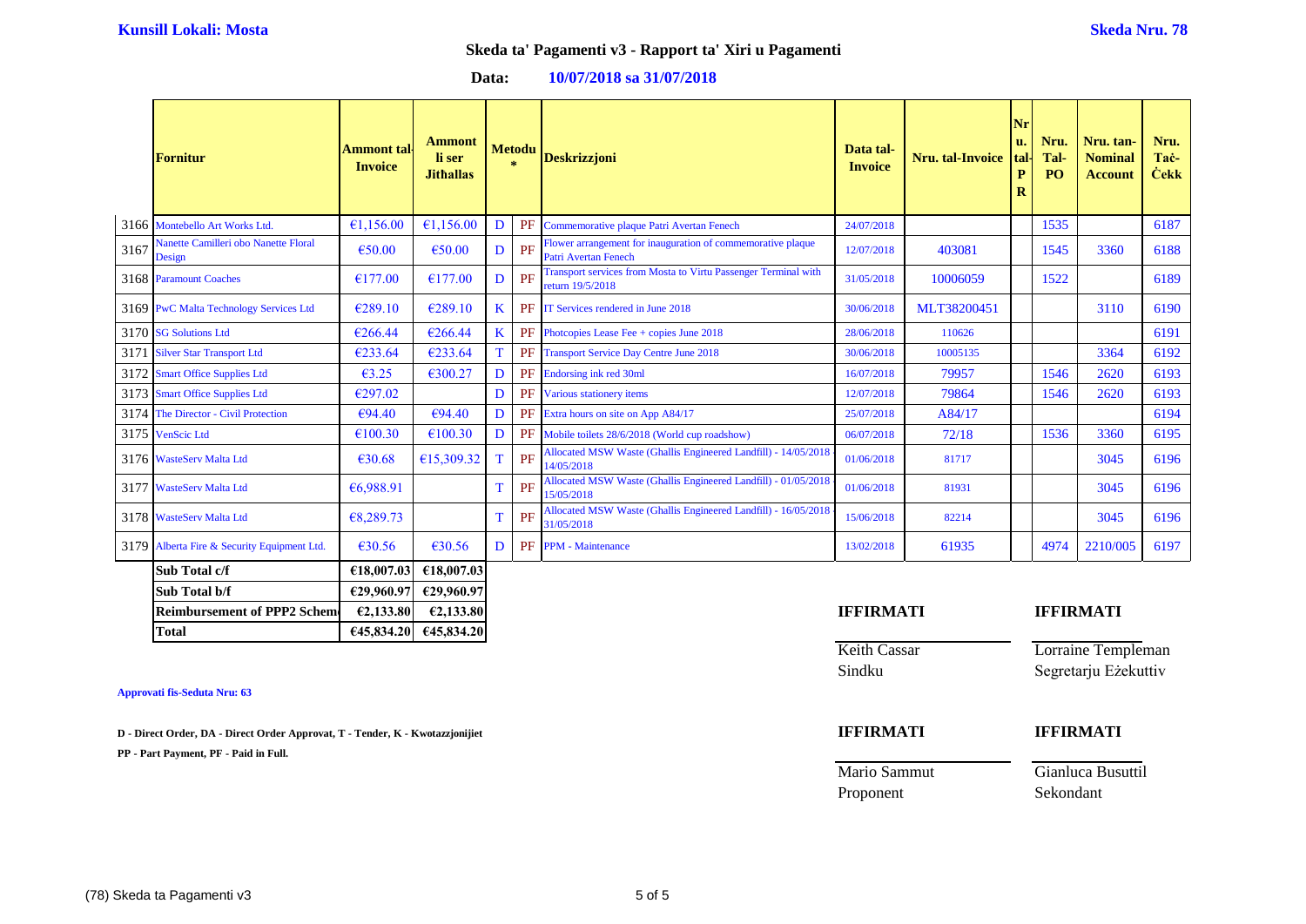**Kunsill Lokali: Mosta**

**Skeda Nru. 78**

## Skeda ta' Pagamenti v3 - Rapport ta' Xiri u Pagamenti

**Data:** **10/07/2018 sa 31/07/2018**

| | Fornitur | Ammont tal-Invoice | Ammont li ser Jithallas | Metodu * | | Deskrizzjoni | Data tal-Invoice | Nru. tal-Invoice | Nru. tal-PR | Nru. Tal-PO | Nru. tan-Nominal Account | Nru. Taċ-Ċekk |
|---|---|---|---|---|---|---|---|---|---|---|---|---|
| 3166 | Montebello Art Works Ltd. | €1,156.00 | €1,156.00 | D | PF | Commemorative plaque Patri Avertan Fenech | 24/07/2018 | | | 1535 | | 6187 |
| 3167 | Nanette Camilleri obo Nanette Floral Design | €50.00 | €50.00 | D | PF | Flower arrangement for inauguration of commemorative plaque Patri Avertan Fenech | 12/07/2018 | 403081 | | 1545 | 3360 | 6188 |
| 3168 | Paramount Coaches | €177.00 | €177.00 | D | PF | Transport services from Mosta to Virtu Passenger Terminal with return 19/5/2018 | 31/05/2018 | 10006059 | | 1522 | | 6189 |
| 3169 | PwC Malta Technology Services Ltd | €289.10 | €289.10 | K | PF | IT Services rendered in June 2018 | 30/06/2018 | MLT38200451 | | | 3110 | 6190 |
| 3170 | SG Solutions Ltd | €266.44 | €266.44 | K | PF | Photcopies Lease Fee + copies June 2018 | 28/06/2018 | 110626 | | | | 6191 |
| 3171 | Silver Star Transport Ltd | €233.64 | €233.64 | T | PF | Transport Service Day Centre June 2018 | 30/06/2018 | 10005135 | | | 3364 | 6192 |
| 3172 | Smart Office Supplies Ltd | €3.25 | €300.27 | D | PF | Endorsing ink red 30ml | 16/07/2018 | 79957 | | 1546 | 2620 | 6193 |
| 3173 | Smart Office Supplies Ltd | €297.02 | | D | PF | Various stationery items | 12/07/2018 | 79864 | | 1546 | 2620 | 6193 |
| 3174 | The Director - Civil Protection | €94.40 | €94.40 | D | PF | Extra hours on site on App A84/17 | 25/07/2018 | A84/17 | | | | 6194 |
| 3175 | VenScic Ltd | €100.30 | €100.30 | D | PF | Mobile toilets 28/6/2018 (World cup roadshow) | 06/07/2018 | 72/18 | | 1536 | 3360 | 6195 |
| 3176 | WasteServ Malta Ltd | €30.68 | €15,309.32 | T | PF | Allocated MSW Waste (Ghallis Engineered Landfill) - 14/05/2018 - 14/05/2018 | 01/06/2018 | 81717 | | | 3045 | 6196 |
| 3177 | WasteServ Malta Ltd | €6,988.91 | | T | PF | Allocated MSW Waste (Ghallis Engineered Landfill) - 01/05/2018 - 15/05/2018 | 01/06/2018 | 81931 | | | 3045 | 6196 |
| 3178 | WasteServ Malta Ltd | €8,289.73 | | T | PF | Allocated MSW Waste (Ghallis Engineered Landfill) - 16/05/2018 - 31/05/2018 | 15/06/2018 | 82214 | | | 3045 | 6196 |
| 3179 | Alberta Fire & Security Equipment Ltd. | €30.56 | €30.56 | D | PF | PPM - Maintenance | 13/02/2018 | 61935 | | 4974 | 2210/005 | 6197 |

| | | |
|---|---|---|
| **Sub Total c/f** | **€18,007.03** | **€18,007.03** |
| **Sub Total b/f** | **€29,960.97** | **€29,960.97** |
| **Reimbursement of PPP2 Scheme** | **€2,133.80** | **€2,133.80** |
| **Total** | **€45,834.20** | **€45,834.20** |

**IFFIRMATI**

Keith Cassar
Sindku

**IFFIRMATI**

Lorraine Templeman
Segretarju Eżekuttiv

**Approvati fis-Seduta Nru: 63**

**D - Direct Order, DA - Direct Order Approvat, T - Tender, K - Kwotazzjonijiet**

**PP - Part Payment, PF - Paid in Full.**

**IFFIRMATI**

Mario Sammut
Proponent

**IFFIRMATI**

Gianluca Busuttil
Sekondant